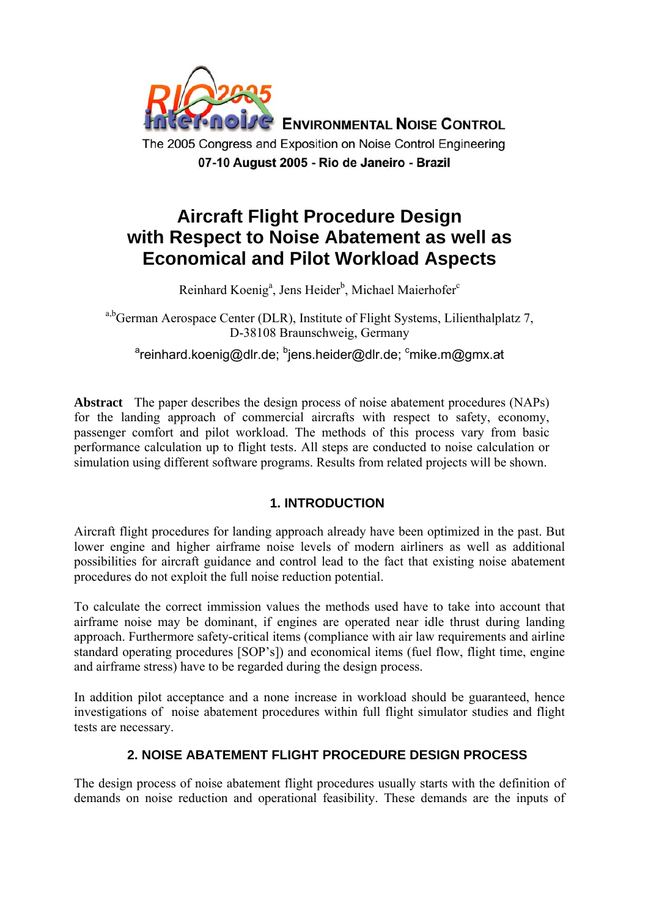ENVIRONMENTAL NOISE CONTROL

The 2005 Congress and Exposition on Noise Control Engineering

07-10 August 2005 - Rio de Janeiro - Brazil

# Aircraft Flight Procedure Design with Respect to Noise Abatement as well as Economical and Pilot Workload Aspects

Reinhard Koenig[a], Jens Heider[b], Michael Maierhofer[c]

[a,b]German Aerospace Center (DLR), Institute of Flight Systems, Lilienthalplatz 7, D-38108 Braunschweig, Germany

[a]reinhard.koenig@dlr.de; [b]jens.heider@dlr.de; [c]mike.m@gmx.at

**Abstract** The paper describes the design process of noise abatement procedures (NAPs) for the landing approach of commercial aircrafts with respect to safety, economy, passenger comfort and pilot workload. The methods of this process vary from basic performance calculation up to flight tests. All steps are conducted to noise calculation or simulation using different software programs. Results from related projects will be shown.

## 1. INTRODUCTION

Aircraft flight procedures for landing approach already have been optimized in the past. But lower engine and higher airframe noise levels of modern airliners as well as additional possibilities for aircraft guidance and control lead to the fact that existing noise abatement procedures do not exploit the full noise reduction potential.

To calculate the correct immission values the methods used have to take into account that airframe noise may be dominant, if engines are operated near idle thrust during landing approach. Furthermore safety-critical items (compliance with air law requirements and airline standard operating procedures [SOP's]) and economical items (fuel flow, flight time, engine and airframe stress) have to be regarded during the design process.

In addition pilot acceptance and a none increase in workload should be guaranteed, hence investigations of noise abatement procedures within full flight simulator studies and flight tests are necessary.

## 2. NOISE ABATEMENT FLIGHT PROCEDURE DESIGN PROCESS

The design process of noise abatement flight procedures usually starts with the definition of demands on noise reduction and operational feasibility. These demands are the inputs of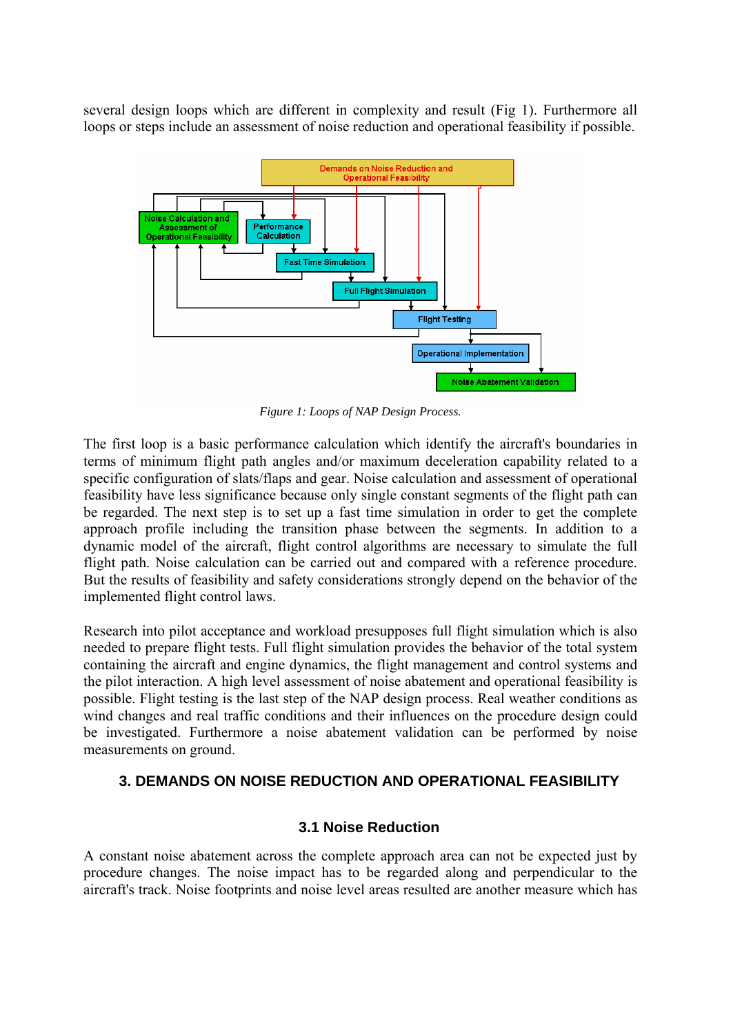several design loops which are different in complexity and result (Fig 1). Furthermore all loops or steps include an assessment of noise reduction and operational feasibility if possible.

Demands on Noise Reduction and Operational Feasibility

Noise Calculation and Assessment of Operational Feasibility

Performance Calculation

Fast Time Simulation

Full Flight Simulation

Flight Testing

Operational Implementation

Noise Abatement Validation

*Figure 1: Loops of NAP Design Process.*

The first loop is a basic performance calculation which identify the aircraft's boundaries in terms of minimum flight path angles and/or maximum deceleration capability related to a specific configuration of slats/flaps and gear. Noise calculation and assessment of operational feasibility have less significance because only single constant segments of the flight path can be regarded. The next step is to set up a fast time simulation in order to get the complete approach profile including the transition phase between the segments. In addition to a dynamic model of the aircraft, flight control algorithms are necessary to simulate the full flight path. Noise calculation can be carried out and compared with a reference procedure. But the results of feasibility and safety considerations strongly depend on the behavior of the implemented flight control laws.

Research into pilot acceptance and workload presupposes full flight simulation which is also needed to prepare flight tests. Full flight simulation provides the behavior of the total system containing the aircraft and engine dynamics, the flight management and control systems and the pilot interaction. A high level assessment of noise abatement and operational feasibility is possible. Flight testing is the last step of the NAP design process. Real weather conditions as wind changes and real traffic conditions and their influences on the procedure design could be investigated. Furthermore a noise abatement validation can be performed by noise measurements on ground.

## 3. DEMANDS ON NOISE REDUCTION AND OPERATIONAL FEASIBILITY

### 3.1 Noise Reduction

A constant noise abatement across the complete approach area can not be expected just by procedure changes. The noise impact has to be regarded along and perpendicular to the aircraft's track. Noise footprints and noise level areas resulted are another measure which has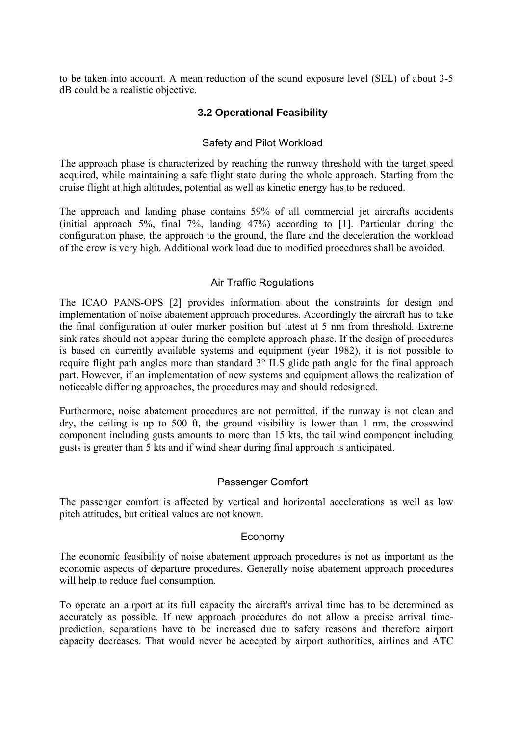to be taken into account. A mean reduction of the sound exposure level (SEL) of about 3-5 dB could be a realistic objective.

### 3.2 Operational Feasibility

#### Safety and Pilot Workload

The approach phase is characterized by reaching the runway threshold with the target speed acquired, while maintaining a safe flight state during the whole approach. Starting from the cruise flight at high altitudes, potential as well as kinetic energy has to be reduced.

The approach and landing phase contains 59% of all commercial jet aircrafts accidents (initial approach 5%, final 7%, landing 47%) according to [1]. Particular during the configuration phase, the approach to the ground, the flare and the deceleration the workload of the crew is very high. Additional work load due to modified procedures shall be avoided.

#### Air Traffic Regulations

The ICAO PANS-OPS [2] provides information about the constraints for design and implementation of noise abatement approach procedures. Accordingly the aircraft has to take the final configuration at outer marker position but latest at 5 nm from threshold. Extreme sink rates should not appear during the complete approach phase. If the design of procedures is based on currently available systems and equipment (year 1982), it is not possible to require flight path angles more than standard 3° ILS glide path angle for the final approach part. However, if an implementation of new systems and equipment allows the realization of noticeable differing approaches, the procedures may and should redesigned.

Furthermore, noise abatement procedures are not permitted, if the runway is not clean and dry, the ceiling is up to 500 ft, the ground visibility is lower than 1 nm, the crosswind component including gusts amounts to more than 15 kts, the tail wind component including gusts is greater than 5 kts and if wind shear during final approach is anticipated.

#### Passenger Comfort

The passenger comfort is affected by vertical and horizontal accelerations as well as low pitch attitudes, but critical values are not known.

#### Economy

The economic feasibility of noise abatement approach procedures is not as important as the economic aspects of departure procedures. Generally noise abatement approach procedures will help to reduce fuel consumption.

To operate an airport at its full capacity the aircraft's arrival time has to be determined as accurately as possible. If new approach procedures do not allow a precise arrival time-prediction, separations have to be increased due to safety reasons and therefore airport capacity decreases. That would never be accepted by airport authorities, airlines and ATC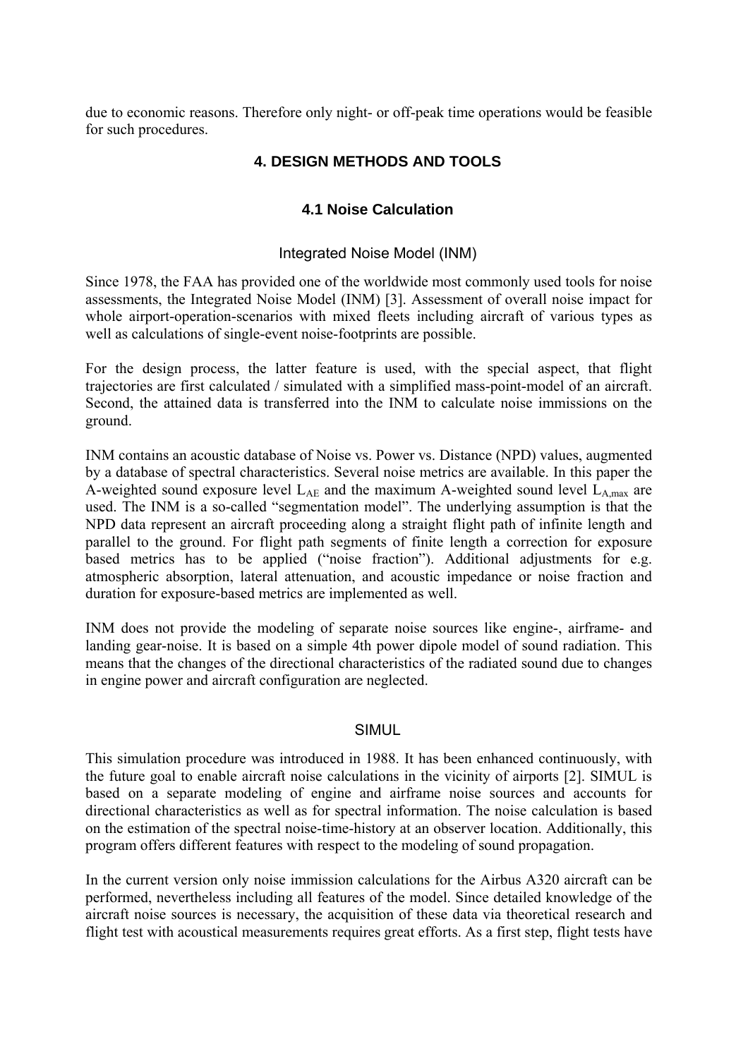due to economic reasons. Therefore only night- or off-peak time operations would be feasible for such procedures.

## 4. DESIGN METHODS AND TOOLS

### 4.1 Noise Calculation

#### Integrated Noise Model (INM)

Since 1978, the FAA has provided one of the worldwide most commonly used tools for noise assessments, the Integrated Noise Model (INM) [3]. Assessment of overall noise impact for whole airport-operation-scenarios with mixed fleets including aircraft of various types as well as calculations of single-event noise-footprints are possible.

For the design process, the latter feature is used, with the special aspect, that flight trajectories are first calculated / simulated with a simplified mass-point-model of an aircraft. Second, the attained data is transferred into the INM to calculate noise immissions on the ground.

INM contains an acoustic database of Noise vs. Power vs. Distance (NPD) values, augmented by a database of spectral characteristics. Several noise metrics are available. In this paper the A-weighted sound exposure level $L_{AE}$ and the maximum A-weighted sound level $L_{A,max}$ are used. The INM is a so-called "segmentation model". The underlying assumption is that the NPD data represent an aircraft proceeding along a straight flight path of infinite length and parallel to the ground. For flight path segments of finite length a correction for exposure based metrics has to be applied ("noise fraction"). Additional adjustments for e.g. atmospheric absorption, lateral attenuation, and acoustic impedance or noise fraction and duration for exposure-based metrics are implemented as well.

INM does not provide the modeling of separate noise sources like engine-, airframe- and landing gear-noise. It is based on a simple 4th power dipole model of sound radiation. This means that the changes of the directional characteristics of the radiated sound due to changes in engine power and aircraft configuration are neglected.

#### SIMUL

This simulation procedure was introduced in 1988. It has been enhanced continuously, with the future goal to enable aircraft noise calculations in the vicinity of airports [2]. SIMUL is based on a separate modeling of engine and airframe noise sources and accounts for directional characteristics as well as for spectral information. The noise calculation is based on the estimation of the spectral noise-time-history at an observer location. Additionally, this program offers different features with respect to the modeling of sound propagation.

In the current version only noise immission calculations for the Airbus A320 aircraft can be performed, nevertheless including all features of the model. Since detailed knowledge of the aircraft noise sources is necessary, the acquisition of these data via theoretical research and flight test with acoustical measurements requires great efforts. As a first step, flight tests have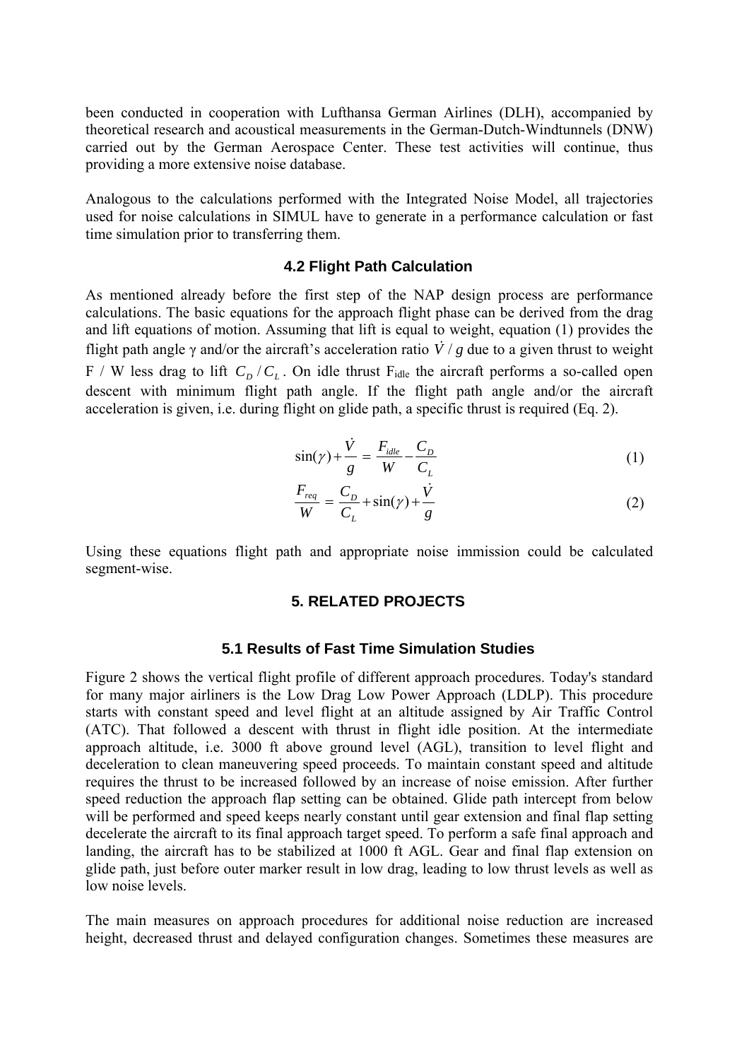been conducted in cooperation with Lufthansa German Airlines (DLH), accompanied by theoretical research and acoustical measurements in the German-Dutch-Windtunnels (DNW) carried out by the German Aerospace Center. These test activities will continue, thus providing a more extensive noise database.

Analogous to the calculations performed with the Integrated Noise Model, all trajectories used for noise calculations in SIMUL have to generate in a performance calculation or fast time simulation prior to transferring them.

### 4.2 Flight Path Calculation

As mentioned already before the first step of the NAP design process are performance calculations. The basic equations for the approach flight phase can be derived from the drag and lift equations of motion. Assuming that lift is equal to weight, equation (1) provides the flight path angle γ and/or the aircraft's acceleration ratio $\dot{V} / g$ due to a given thrust to weight F / W less drag to lift $C_D / C_L$. On idle thrust $F_{idle}$ the aircraft performs a so-called open descent with minimum flight path angle. If the flight path angle and/or the aircraft acceleration is given, i.e. during flight on glide path, a specific thrust is required (Eq. 2).

$$\sin(\gamma) + \frac{\dot{V}}{g} = \frac{F_{idle}}{W} - \frac{C_D}{C_L} \tag{1}$$

$$\frac{F_{req}}{W} = \frac{C_D}{C_L} + \sin(\gamma) + \frac{\dot{V}}{g} \tag{2}$$

Using these equations flight path and appropriate noise immission could be calculated segment-wise.

## 5. RELATED PROJECTS

### 5.1 Results of Fast Time Simulation Studies

Figure 2 shows the vertical flight profile of different approach procedures. Today's standard for many major airliners is the Low Drag Low Power Approach (LDLP). This procedure starts with constant speed and level flight at an altitude assigned by Air Traffic Control (ATC). That followed a descent with thrust in flight idle position. At the intermediate approach altitude, i.e. 3000 ft above ground level (AGL), transition to level flight and deceleration to clean maneuvering speed proceeds. To maintain constant speed and altitude requires the thrust to be increased followed by an increase of noise emission. After further speed reduction the approach flap setting can be obtained. Glide path intercept from below will be performed and speed keeps nearly constant until gear extension and final flap setting decelerate the aircraft to its final approach target speed. To perform a safe final approach and landing, the aircraft has to be stabilized at 1000 ft AGL. Gear and final flap extension on glide path, just before outer marker result in low drag, leading to low thrust levels as well as low noise levels.

The main measures on approach procedures for additional noise reduction are increased height, decreased thrust and delayed configuration changes. Sometimes these measures are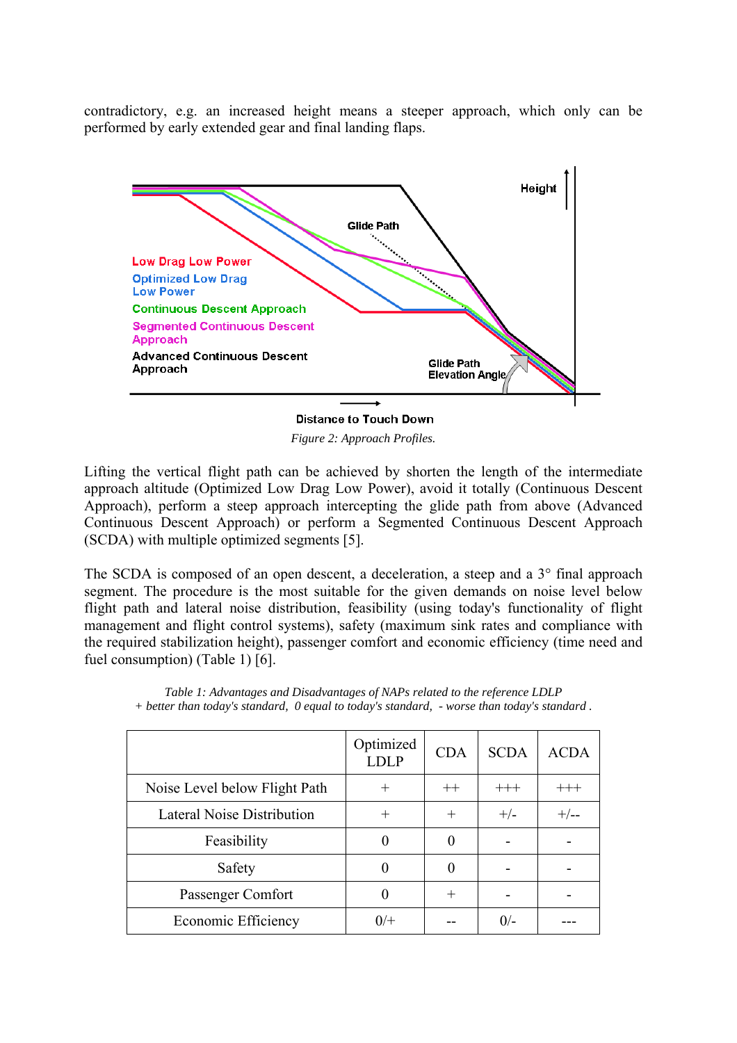contradictory, e.g. an increased height means a steeper approach, which only can be performed by early extended gear and final landing flaps.

Height

Glide Path

Low Drag Low Power

Optimized Low Drag Low Power

Continuous Descent Approach

Segmented Continuous Descent Approach

Advanced Continuous Descent Approach

Glide Path Elevation Angle

Distance to Touch Down

*Figure 2: Approach Profiles.*

Lifting the vertical flight path can be achieved by shorten the length of the intermediate approach altitude (Optimized Low Drag Low Power), avoid it totally (Continuous Descent Approach), perform a steep approach intercepting the glide path from above (Advanced Continuous Descent Approach) or perform a Segmented Continuous Descent Approach (SCDA) with multiple optimized segments [5].

The SCDA is composed of an open descent, a deceleration, a steep and a 3° final approach segment. The procedure is the most suitable for the given demands on noise level below flight path and lateral noise distribution, feasibility (using today's functionality of flight management and flight control systems), safety (maximum sink rates and compliance with the required stabilization height), passenger comfort and economic efficiency (time need and fuel consumption) (Table 1) [6].

*Table 1: Advantages and Disadvantages of NAPs related to the reference LDLP*
*+ better than today's standard, 0 equal to today's standard, - worse than today's standard .*

| | Optimized LDLP | CDA | SCDA | ACDA |
|---|---|---|---|---|
| Noise Level below Flight Path | + | ++ | +++ | +++ |
| Lateral Noise Distribution | + | + | +/- | +/-- |
| Feasibility | 0 | 0 | - | - |
| Safety | 0 | 0 | - | - |
| Passenger Comfort | 0 | + | - | - |
| Economic Efficiency | 0/+ | -- | 0/- | --- |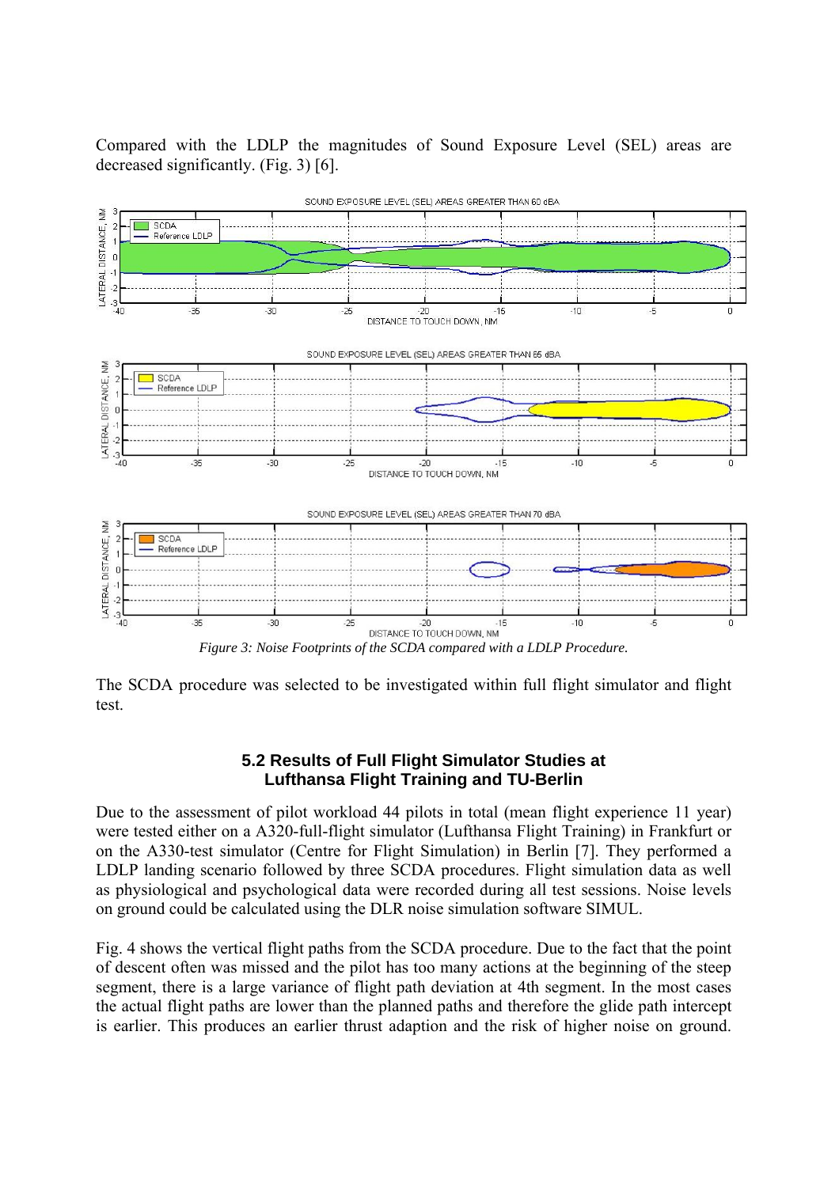Compared with the LDLP the magnitudes of Sound Exposure Level (SEL) areas are decreased significantly. (Fig. 3) [6].

SOUND EXPOSURE LEVEL (SEL) AREAS GREATER THAN 60 dBA

SCDA
Reference LDLP

LATERAL DISTANCE, NM

3
2
1
0
-1
-2
-3

-40 -35 -30 -25 -20 -15 -10 -5 0

DISTANCE TO TOUCH DOWN, NM

SOUND EXPOSURE LEVEL (SEL) AREAS GREATER THAN 65 dBA

SCDA
Reference LDLP

LATERAL DISTANCE, NM

3
2
1
0
-1
-2
-3

-40 -35 -30 -25 -20 -15 -10 -5 0

DISTANCE TO TOUCH DOWN, NM

SOUND EXPOSURE LEVEL (SEL) AREAS GREATER THAN 70 dBA

SCDA
Reference LDLP

LATERAL DISTANCE, NM

3
2
1
0
-1
-2
-3

-40 -35 -30 -25 -20 -15 -10 -5 0

DISTANCE TO TOUCH DOWN, NM

*Figure 3: Noise Footprints of the SCDA compared with a LDLP Procedure.*

The SCDA procedure was selected to be investigated within full flight simulator and flight test.

### 5.2 Results of Full Flight Simulator Studies at Lufthansa Flight Training and TU-Berlin

Due to the assessment of pilot workload 44 pilots in total (mean flight experience 11 year) were tested either on a A320-full-flight simulator (Lufthansa Flight Training) in Frankfurt or on the A330-test simulator (Centre for Flight Simulation) in Berlin [7]. They performed a LDLP landing scenario followed by three SCDA procedures. Flight simulation data as well as physiological and psychological data were recorded during all test sessions. Noise levels on ground could be calculated using the DLR noise simulation software SIMUL.

Fig. 4 shows the vertical flight paths from the SCDA procedure. Due to the fact that the point of descent often was missed and the pilot has too many actions at the beginning of the steep segment, there is a large variance of flight path deviation at 4th segment. In the most cases the actual flight paths are lower than the planned paths and therefore the glide path intercept is earlier. This produces an earlier thrust adaption and the risk of higher noise on ground.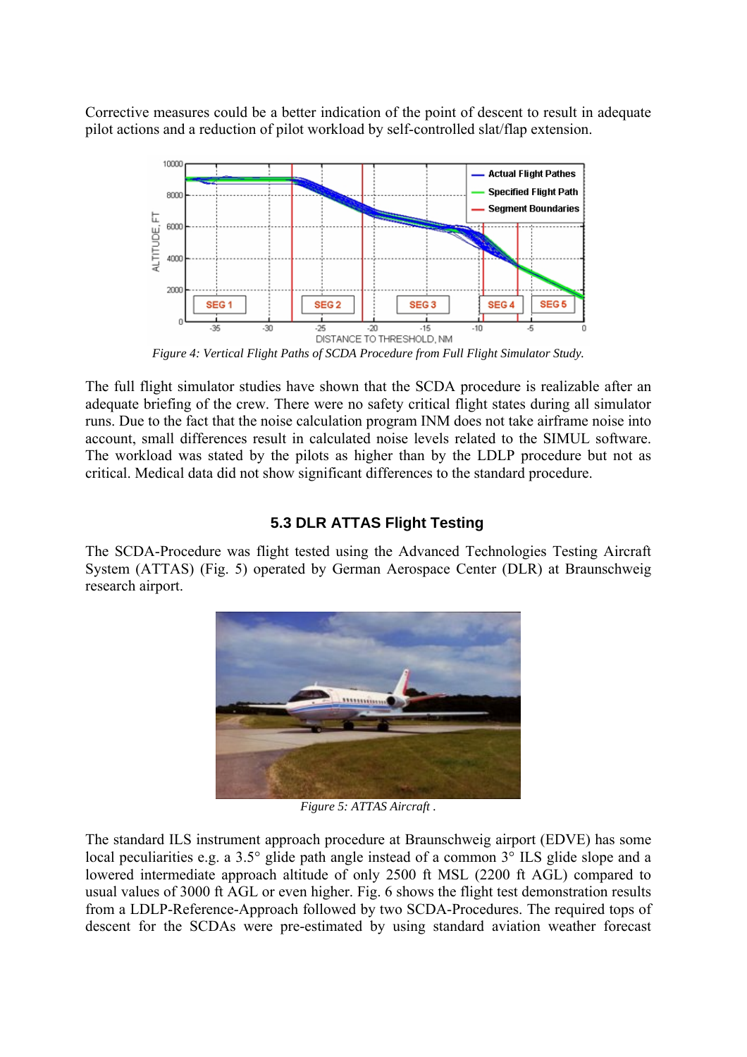Corrective measures could be a better indication of the point of descent to result in adequate pilot actions and a reduction of pilot workload by self-controlled slat/flap extension.

10000
8000
6000
4000
2000
0
ALTITUDE, FT
-35 -30 -25 -20 -15 -10 -5 0
DISTANCE TO THRESHOLD, NM
Actual Flight Pathes
Specified Flight Path
Segment Boundaries
SEG 1
SEG 2
SEG 3
SEG 4
SEG 5

*Figure 4: Vertical Flight Paths of SCDA Procedure from Full Flight Simulator Study.*

The full flight simulator studies have shown that the SCDA procedure is realizable after an adequate briefing of the crew. There were no safety critical flight states during all simulator runs. Due to the fact that the noise calculation program INM does not take airframe noise into account, small differences result in calculated noise levels related to the SIMUL software. The workload was stated by the pilots as higher than by the LDLP procedure but not as critical. Medical data did not show significant differences to the standard procedure.

### 5.3 DLR ATTAS Flight Testing

The SCDA-Procedure was flight tested using the Advanced Technologies Testing Aircraft System (ATTAS) (Fig. 5) operated by German Aerospace Center (DLR) at Braunschweig research airport.

*Figure 5: ATTAS Aircraft .*

The standard ILS instrument approach procedure at Braunschweig airport (EDVE) has some local peculiarities e.g. a 3.5° glide path angle instead of a common 3° ILS glide slope and a lowered intermediate approach altitude of only 2500 ft MSL (2200 ft AGL) compared to usual values of 3000 ft AGL or even higher. Fig. 6 shows the flight test demonstration results from a LDLP-Reference-Approach followed by two SCDA-Procedures. The required tops of descent for the SCDAs were pre-estimated by using standard aviation weather forecast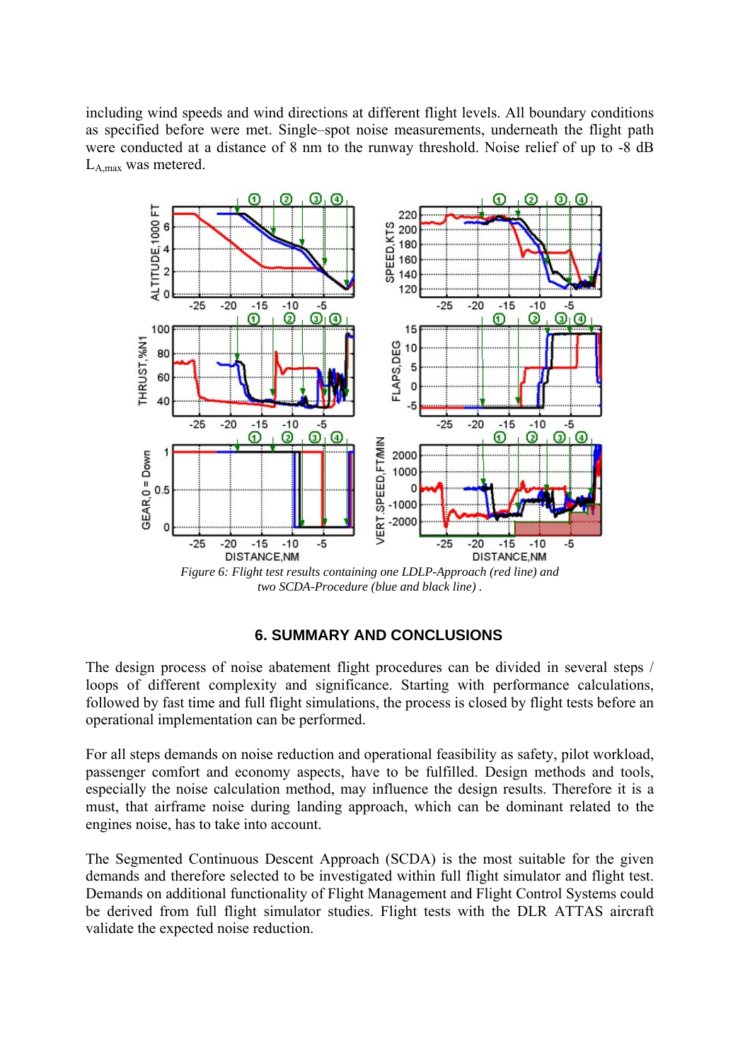including wind speeds and wind directions at different flight levels. All boundary conditions as specified before were met. Single–spot noise measurements, underneath the flight path were conducted at a distance of 8 nm to the runway threshold. Noise relief of up to -8 dB $L_{A,max}$ was metered.

ALTITUDE,1000 FT
SPEED,KTS
THRUST,%N1
FLAPS,DEG
GEAR,0 = Down
VERT.SPEED,FT/MIN
DISTANCE,NM
DISTANCE,NM

*Figure 6: Flight test results containing one LDLP-Approach (red line) and two SCDA-Procedure (blue and black line) .*

## 6. SUMMARY AND CONCLUSIONS

The design process of noise abatement flight procedures can be divided in several steps / loops of different complexity and significance. Starting with performance calculations, followed by fast time and full flight simulations, the process is closed by flight tests before an operational implementation can be performed.

For all steps demands on noise reduction and operational feasibility as safety, pilot workload, passenger comfort and economy aspects, have to be fulfilled. Design methods and tools, especially the noise calculation method, may influence the design results. Therefore it is a must, that airframe noise during landing approach, which can be dominant related to the engines noise, has to take into account.

The Segmented Continuous Descent Approach (SCDA) is the most suitable for the given demands and therefore selected to be investigated within full flight simulator and flight test. Demands on additional functionality of Flight Management and Flight Control Systems could be derived from full flight simulator studies. Flight tests with the DLR ATTAS aircraft validate the expected noise reduction.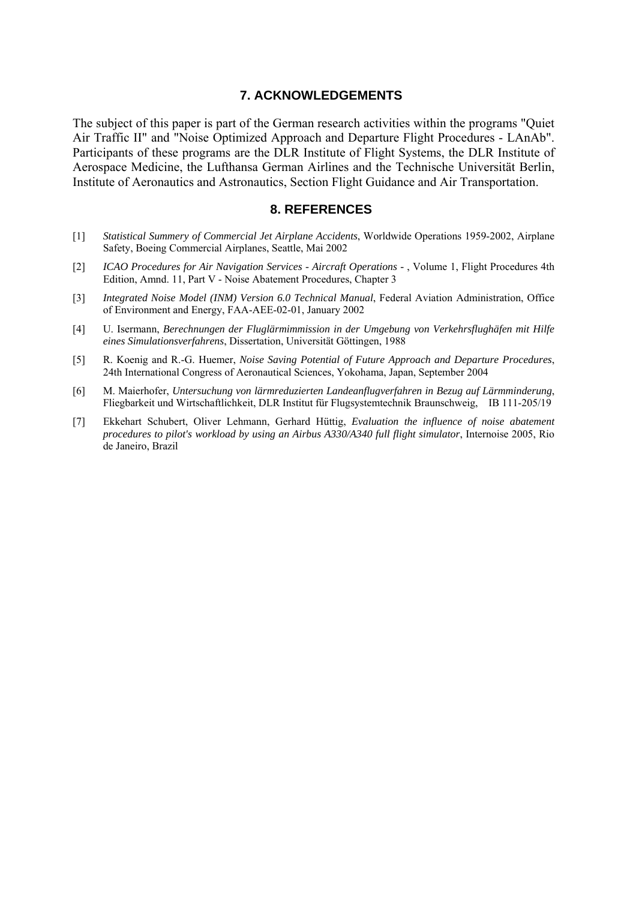## 7. ACKNOWLEDGEMENTS

The subject of this paper is part of the German research activities within the programs "Quiet Air Traffic II" and "Noise Optimized Approach and Departure Flight Procedures - LAnAb". Participants of these programs are the DLR Institute of Flight Systems, the DLR Institute of Aerospace Medicine, the Lufthansa German Airlines and the Technische Universität Berlin, Institute of Aeronautics and Astronautics, Section Flight Guidance and Air Transportation.

## 8. REFERENCES

[1] *Statistical Summery of Commercial Jet Airplane Accidents*, Worldwide Operations 1959-2002, Airplane Safety, Boeing Commercial Airplanes, Seattle, Mai 2002

[2] *ICAO Procedures for Air Navigation Services - Aircraft Operations* - , Volume 1, Flight Procedures 4th Edition, Amnd. 11, Part V - Noise Abatement Procedures, Chapter 3

[3] *Integrated Noise Model (INM) Version 6.0 Technical Manual*, Federal Aviation Administration, Office of Environment and Energy, FAA-AEE-02-01, January 2002

[4] U. Isermann, *Berechnungen der Fluglärmimmission in der Umgebung von Verkehrsflughäfen mit Hilfe eines Simulationsverfahrens*, Dissertation, Universität Göttingen, 1988

[5] R. Koenig and R.-G. Huemer, *Noise Saving Potential of Future Approach and Departure Procedures*, 24th International Congress of Aeronautical Sciences, Yokohama, Japan, September 2004

[6] M. Maierhofer, *Untersuchung von lärmreduzierten Landeanflugverfahren in Bezug auf Lärmminderung*, Fliegbarkeit und Wirtschaftlichkeit, DLR Institut für Flugsystemtechnik Braunschweig, IB 111-205/19

[7] Ekkehart Schubert, Oliver Lehmann, Gerhard Hüttig, *Evaluation the influence of noise abatement procedures to pilot's workload by using an Airbus A330/A340 full flight simulator*, Internoise 2005, Rio de Janeiro, Brazil